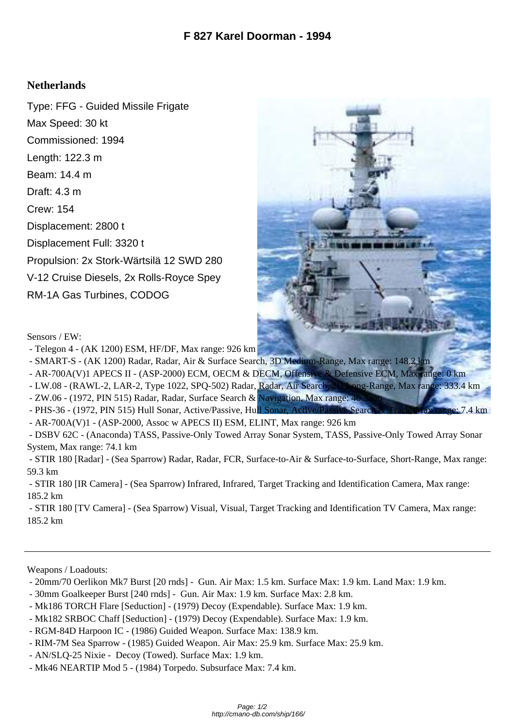# F 827 Karel Doorman - 1994

## Netherlands

Type: FFG - Guided Missile Frigate

Max Speed: 30 kt

Commissioned: 1994

Length: 122.3 m

Beam: 14.4 m

Draft: 4.3 m

Crew: 154

Displacement: 2800 t

Displacement Full: 3320 t

Propulsion: 2x Stork-Wärtsilä 12 SWD 280 V-12 Cruise Diesels, 2x Rolls-Royce Spey RM-1A Gas Turbines, CODOG

Sensors / EW:

- Telegon 4 - (AK 1200) ESM, HF/DF, Max range: 926 km
- SMART-S - (AK 1200) Radar, Radar, Air & Surface Search, 3D Medium-Range, Max range: 148.2 km
- AR-700A(V)1 APECS II - (ASP-2000) ECM, OECM & DECM, Offensive & Defensive ECM, Max range: 0 km
- LW.08 - (RAWL-2, LAR-2, Type 1022, SPQ-502) Radar, Radar, Air Search, 2D Long-Range, Max range: 333.4 km
- ZW.06 - (1972, PIN 515) Radar, Radar, Surface Search & Navigation, Max range: 46.3 km
- PHS-36 - (1972, PIN 515) Hull Sonar, Active/Passive, Hull Sonar, Active/Passive Search & Track, Max range: 7.4 km
- AR-700A(V)1 - (ASP-2000, Assoc w APECS II) ESM, ELINT, Max range: 926 km
- DSBV 62C - (Anaconda) TASS, Passive-Only Towed Array Sonar System, TASS, Passive-Only Towed Array Sonar System, Max range: 74.1 km
- STIR 180 [Radar] - (Sea Sparrow) Radar, Radar, FCR, Surface-to-Air & Surface-to-Surface, Short-Range, Max range: 59.3 km
- STIR 180 [IR Camera] - (Sea Sparrow) Infrared, Infrared, Target Tracking and Identification Camera, Max range: 185.2 km
- STIR 180 [TV Camera] - (Sea Sparrow) Visual, Visual, Target Tracking and Identification TV Camera, Max range: 185.2 km

---

Weapons / Loadouts:

- 20mm/70 Oerlikon Mk7 Burst [20 rnds] - Gun. Air Max: 1.5 km. Surface Max: 1.9 km. Land Max: 1.9 km.
- 30mm Goalkeeper Burst [240 rnds] - Gun. Air Max: 1.9 km. Surface Max: 2.8 km.
- Mk186 TORCH Flare [Seduction] - (1979) Decoy (Expendable). Surface Max: 1.9 km.
- Mk182 SRBOC Chaff [Seduction] - (1979) Decoy (Expendable). Surface Max: 1.9 km.
- RGM-84D Harpoon IC - (1986) Guided Weapon. Surface Max: 138.9 km.
- RIM-7M Sea Sparrow - (1985) Guided Weapon. Air Max: 25.9 km. Surface Max: 25.9 km.
- AN/SLQ-25 Nixie - Decoy (Towed). Surface Max: 1.9 km.
- Mk46 NEARTIP Mod 5 - (1984) Torpedo. Subsurface Max: 7.4 km.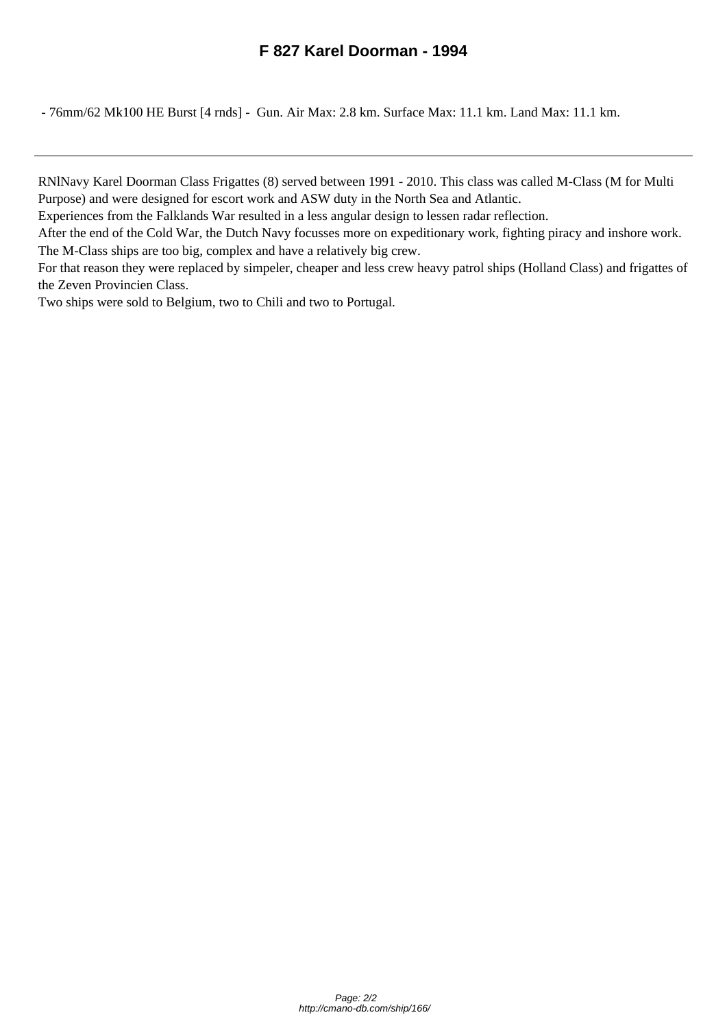- 76mm/62 Mk100 HE Burst [4 rnds] - Gun. Air Max: 2.8 km. Surface Max: 11.1 km. Land Max: 11.1 km.

---

RNlNavy Karel Doorman Class Frigattes (8) served between 1991 - 2010. This class was called M-Class (M for Multi Purpose) and were designed for escort work and ASW duty in the North Sea and Atlantic.

Experiences from the Falklands War resulted in a less angular design to lessen radar reflection.

After the end of the Cold War, the Dutch Navy focusses more on expeditionary work, fighting piracy and inshore work. The M-Class ships are too big, complex and have a relatively big crew.

For that reason they were replaced by simpeler, cheaper and less crew heavy patrol ships (Holland Class) and frigattes of the Zeven Provincien Class.

Two ships were sold to Belgium, two to Chili and two to Portugal.